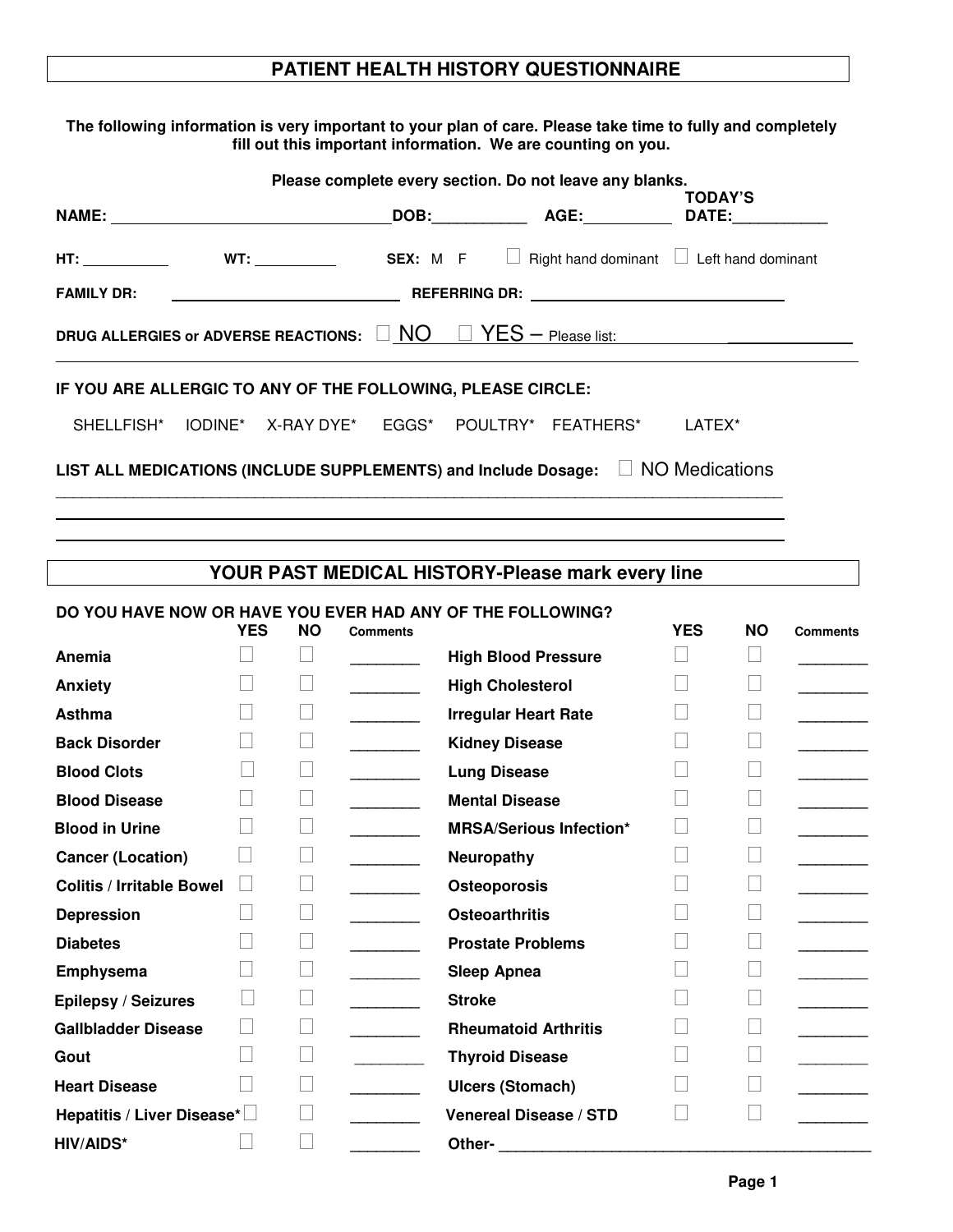# PATIENT HEALTH HISTORY QUESTIONNAIRE

**The following information is very important to your plan of care. Please take time to fully and completely fill out this important information. We are counting on you.**

**Please complete every section. Do not leave any blanks.**

**NAME:** ________________________________ **DOB:**___________ **AGE:**__________ **TODAY'S DATE:**___________

**HT:** __________ **WT:** __________ **SEX:** M F ☐ Right hand dominant ☐ Left hand dominant

**FAMILY DR:** __________________________ **REFERRING DR:** ______________________________

**DRUG ALLERGIES or ADVERSE REACTIONS:** ☐ NO ☐ YES – Please list: _________________________

______________________________________________________________________________

**IF YOU ARE ALLERGIC TO ANY OF THE FOLLOWING, PLEASE CIRCLE:**

SHELLFISH* IODINE* X-RAY DYE* EGGS* POULTRY* FEATHERS* LATEX*

**LIST ALL MEDICATIONS (INCLUDE SUPPLEMENTS) and Include Dosage:** ☐ NO Medications

______________________________________________________________________________

______________________________________________________________________________

______________________________________________________________________________

## YOUR PAST MEDICAL HISTORY-Please mark every line

**DO YOU HAVE NOW OR HAVE YOU EVER HAD ANY OF THE FOLLOWING?**

| | YES | NO | Comments | | YES | NO | Comments |
|---|---|---|---|---|---|---|---|
| **Anemia** | ☐ | ☐ | ________ | **High Blood Pressure** | ☐ | ☐ | ________ |
| **Anxiety** | ☐ | ☐ | ________ | **High Cholesterol** | ☐ | ☐ | ________ |
| **Asthma** | ☐ | ☐ | ________ | **Irregular Heart Rate** | ☐ | ☐ | ________ |
| **Back Disorder** | ☐ | ☐ | ________ | **Kidney Disease** | ☐ | ☐ | ________ |
| **Blood Clots** | ☐ | ☐ | ________ | **Lung Disease** | ☐ | ☐ | ________ |
| **Blood Disease** | ☐ | ☐ | ________ | **Mental Disease** | ☐ | ☐ | ________ |
| **Blood in Urine** | ☐ | ☐ | ________ | **MRSA/Serious Infection*** | ☐ | ☐ | ________ |
| **Cancer (Location)** | ☐ | ☐ | ________ | **Neuropathy** | ☐ | ☐ | ________ |
| **Colitis / Irritable Bowel** | ☐ | ☐ | ________ | **Osteoporosis** | ☐ | ☐ | ________ |
| **Depression** | ☐ | ☐ | ________ | **Osteoarthritis** | ☐ | ☐ | ________ |
| **Diabetes** | ☐ | ☐ | ________ | **Prostate Problems** | ☐ | ☐ | ________ |
| **Emphysema** | ☐ | ☐ | ________ | **Sleep Apnea** | ☐ | ☐ | ________ |
| **Epilepsy / Seizures** | ☐ | ☐ | ________ | **Stroke** | ☐ | ☐ | ________ |
| **Gallbladder Disease** | ☐ | ☐ | ________ | **Rheumatoid Arthritis** | ☐ | ☐ | ________ |
| **Gout** | ☐ | ☐ | ________ | **Thyroid Disease** | ☐ | ☐ | ________ |
| **Heart Disease** | ☐ | ☐ | ________ | **Ulcers (Stomach)** | ☐ | ☐ | ________ |
| **Hepatitis / Liver Disease*** | ☐ | ☐ | ________ | **Venereal Disease / STD** | ☐ | ☐ | ________ |
| **HIV/AIDS*** | ☐ | ☐ | ________ | **Other-** ____________________________ | | | |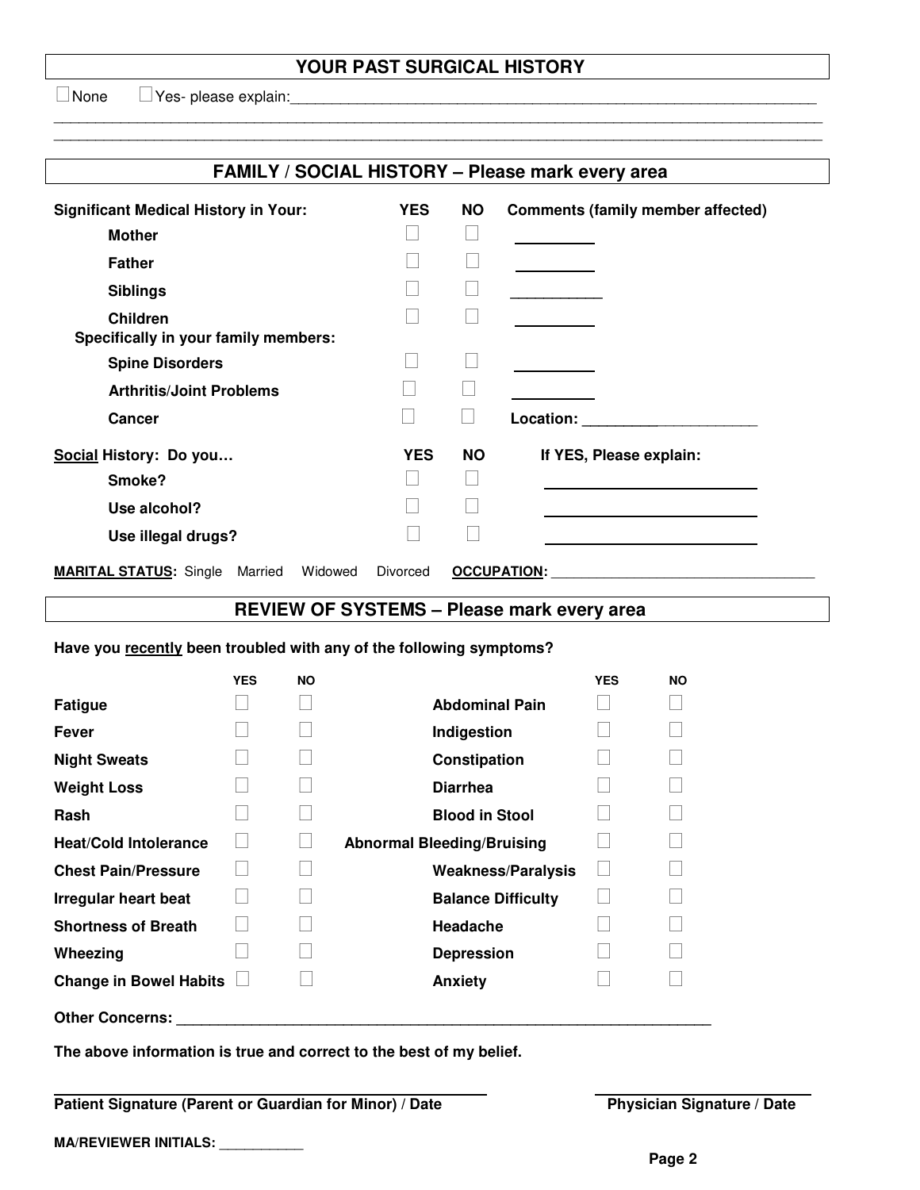## YOUR PAST SURGICAL HISTORY

☐ None ☐ Yes- please explain:\_\_\_\_\_\_\_\_\_\_\_\_\_\_\_\_\_\_\_\_\_\_\_\_\_\_\_\_\_\_\_\_\_\_\_\_\_\_\_\_\_\_\_\_\_\_\_\_\_\_\_\_\_\_\_\_\_\_\_\_

\_\_\_\_\_\_\_\_\_\_\_\_\_\_\_\_\_\_\_\_\_\_\_\_\_\_\_\_\_\_\_\_\_\_\_\_\_\_\_\_\_\_\_\_\_\_\_\_\_\_\_\_\_\_\_\_\_\_\_\_\_\_\_\_\_\_\_\_\_\_\_\_\_\_\_\_\_\_\_\_\_\_

\_\_\_\_\_\_\_\_\_\_\_\_\_\_\_\_\_\_\_\_\_\_\_\_\_\_\_\_\_\_\_\_\_\_\_\_\_\_\_\_\_\_\_\_\_\_\_\_\_\_\_\_\_\_\_\_\_\_\_\_\_\_\_\_\_\_\_\_\_\_\_\_\_\_\_\_\_\_\_\_\_\_

## FAMILY / SOCIAL HISTORY – Please mark every area

| Significant Medical History in Your: | YES | NO | Comments (family member affected) |
|---|---|---|---|
| Mother | ☐ | ☐ | \_\_\_\_\_\_\_\_\_\_ |
| Father | ☐ | ☐ | \_\_\_\_\_\_\_\_\_\_ |
| Siblings | ☐ | ☐ | \_\_\_\_\_\_\_\_\_\_ |
| Children | ☐ | ☐ | \_\_\_\_\_\_\_\_\_\_ |
| Specifically in your family members: | | | |
| Spine Disorders | ☐ | ☐ | \_\_\_\_\_\_\_\_\_\_ |
| Arthritis/Joint Problems | ☐ | ☐ | \_\_\_\_\_\_\_\_\_\_ |
| Cancer | ☐ | ☐ | Location: \_\_\_\_\_\_\_\_\_\_\_\_\_\_\_\_\_\_\_\_ |

| Social History: Do you… | YES | NO | If YES, Please explain: |
|---|---|---|---|
| Smoke? | ☐ | ☐ | \_\_\_\_\_\_\_\_\_\_\_\_\_\_\_\_\_\_\_\_ |
| Use alcohol? | ☐ | ☐ | \_\_\_\_\_\_\_\_\_\_\_\_\_\_\_\_\_\_\_\_ |
| Use illegal drugs? | ☐ | ☐ | \_\_\_\_\_\_\_\_\_\_\_\_\_\_\_\_\_\_\_\_ |

**MARITAL STATUS:** Single Married Widowed Divorced **OCCUPATION:** \_\_\_\_\_\_\_\_\_\_\_\_\_\_\_\_\_\_\_\_\_\_\_\_\_\_\_\_\_\_\_\_

## REVIEW OF SYSTEMS – Please mark every area

**Have you recently been troubled with any of the following symptoms?**

| | YES | NO | | YES | NO |
|---|---|---|---|---|---|
| Fatigue | ☐ | ☐ | Abdominal Pain | ☐ | ☐ |
| Fever | ☐ | ☐ | Indigestion | ☐ | ☐ |
| Night Sweats | ☐ | ☐ | Constipation | ☐ | ☐ |
| Weight Loss | ☐ | ☐ | Diarrhea | ☐ | ☐ |
| Rash | ☐ | ☐ | Blood in Stool | ☐ | ☐ |
| Heat/Cold Intolerance | ☐ | ☐ | Abnormal Bleeding/Bruising | ☐ | ☐ |
| Chest Pain/Pressure | ☐ | ☐ | Weakness/Paralysis | ☐ | ☐ |
| Irregular heart beat | ☐ | ☐ | Balance Difficulty | ☐ | ☐ |
| Shortness of Breath | ☐ | ☐ | Headache | ☐ | ☐ |
| Wheezing | ☐ | ☐ | Depression | ☐ | ☐ |
| Change in Bowel Habits | ☐ | ☐ | Anxiety | ☐ | ☐ |

**Other Concerns:** \_\_\_\_\_\_\_\_\_\_\_\_\_\_\_\_\_\_\_\_\_\_\_\_\_\_\_\_\_\_\_\_\_\_\_\_\_\_\_\_\_\_\_\_\_\_\_\_\_\_\_\_\_\_\_\_\_\_\_\_

**The above information is true and correct to the best of my belief.**

\_\_\_\_\_\_\_\_\_\_\_\_\_\_\_\_\_\_\_\_\_\_\_\_\_\_\_\_\_\_\_\_\_\_\_\_\_\_\_\_ \_\_\_\_\_\_\_\_\_\_\_\_\_\_\_\_\_\_\_\_\_\_\_\_\_\_

**Patient Signature (Parent or Guardian for Minor) / Date** **Physician Signature / Date**

**MA/REVIEWER INITIALS:** \_\_\_\_\_\_\_\_\_\_\_